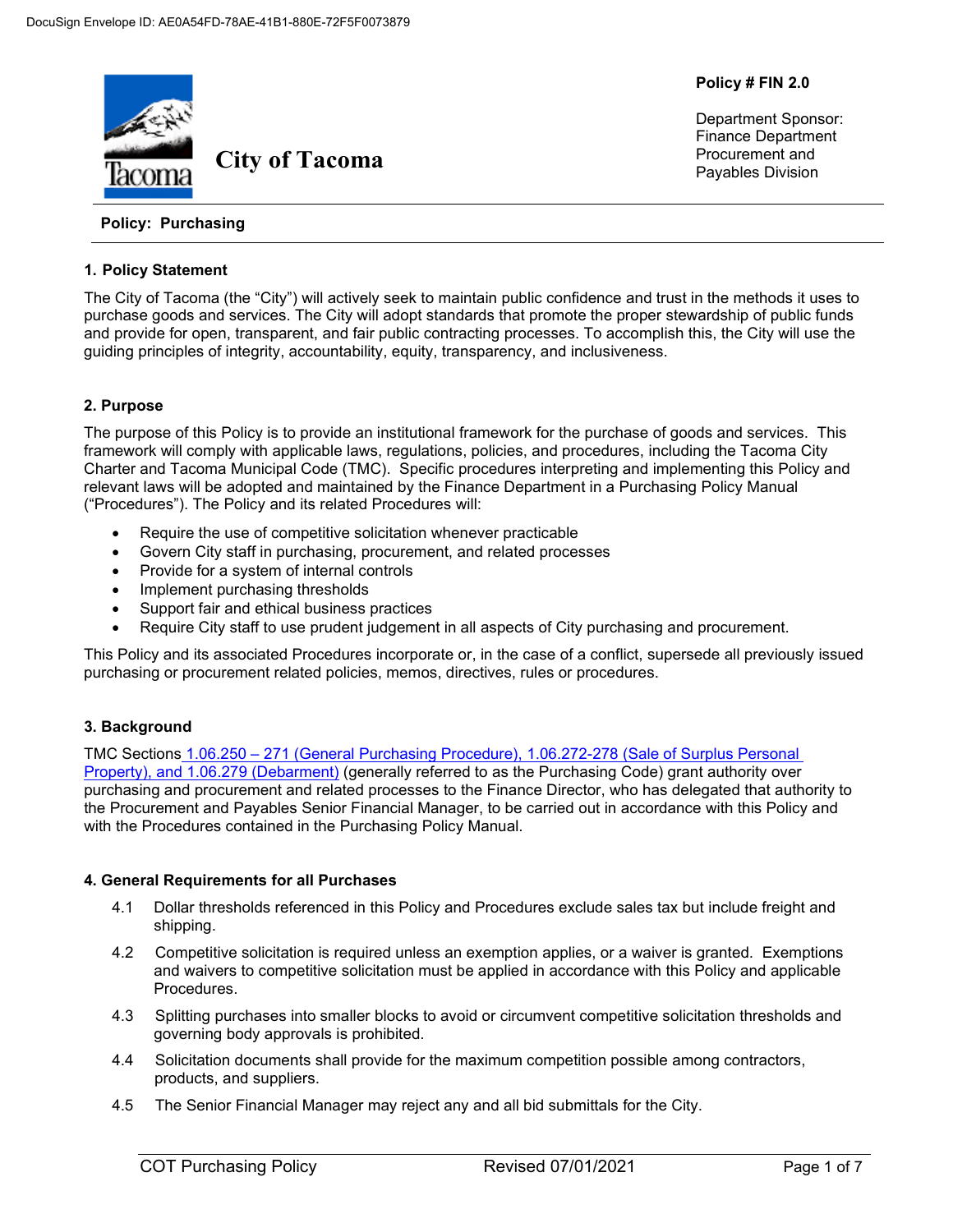DocuSign Envelope ID: AE0A54FD-78AE-41B1-880E-72F5F0073879

**City of Tacoma**

**Policy # FIN 2.0**

Department Sponsor:
Finance Department
Procurement and
Payables Division

**Policy: Purchasing**

## 1. Policy Statement

The City of Tacoma (the "City") will actively seek to maintain public confidence and trust in the methods it uses to purchase goods and services. The City will adopt standards that promote the proper stewardship of public funds and provide for open, transparent, and fair public contracting processes. To accomplish this, the City will use the guiding principles of integrity, accountability, equity, transparency, and inclusiveness.

## 2. Purpose

The purpose of this Policy is to provide an institutional framework for the purchase of goods and services. This framework will comply with applicable laws, regulations, policies, and procedures, including the Tacoma City Charter and Tacoma Municipal Code (TMC). Specific procedures interpreting and implementing this Policy and relevant laws will be adopted and maintained by the Finance Department in a Purchasing Policy Manual ("Procedures"). The Policy and its related Procedures will:

- Require the use of competitive solicitation whenever practicable
- Govern City staff in purchasing, procurement, and related processes
- Provide for a system of internal controls
- Implement purchasing thresholds
- Support fair and ethical business practices
- Require City staff to use prudent judgement in all aspects of City purchasing and procurement.

This Policy and its associated Procedures incorporate or, in the case of a conflict, supersede all previously issued purchasing or procurement related policies, memos, directives, rules or procedures.

## 3. Background

TMC Sections 1.06.250 – 271 (General Purchasing Procedure), 1.06.272-278 (Sale of Surplus Personal Property), and 1.06.279 (Debarment) (generally referred to as the Purchasing Code) grant authority over purchasing and procurement and related processes to the Finance Director, who has delegated that authority to the Procurement and Payables Senior Financial Manager, to be carried out in accordance with this Policy and with the Procedures contained in the Purchasing Policy Manual.

## 4. General Requirements for all Purchases

4.1 Dollar thresholds referenced in this Policy and Procedures exclude sales tax but include freight and shipping.

4.2 Competitive solicitation is required unless an exemption applies, or a waiver is granted. Exemptions and waivers to competitive solicitation must be applied in accordance with this Policy and applicable Procedures.

4.3 Splitting purchases into smaller blocks to avoid or circumvent competitive solicitation thresholds and governing body approvals is prohibited.

4.4 Solicitation documents shall provide for the maximum competition possible among contractors, products, and suppliers.

4.5 The Senior Financial Manager may reject any and all bid submittals for the City.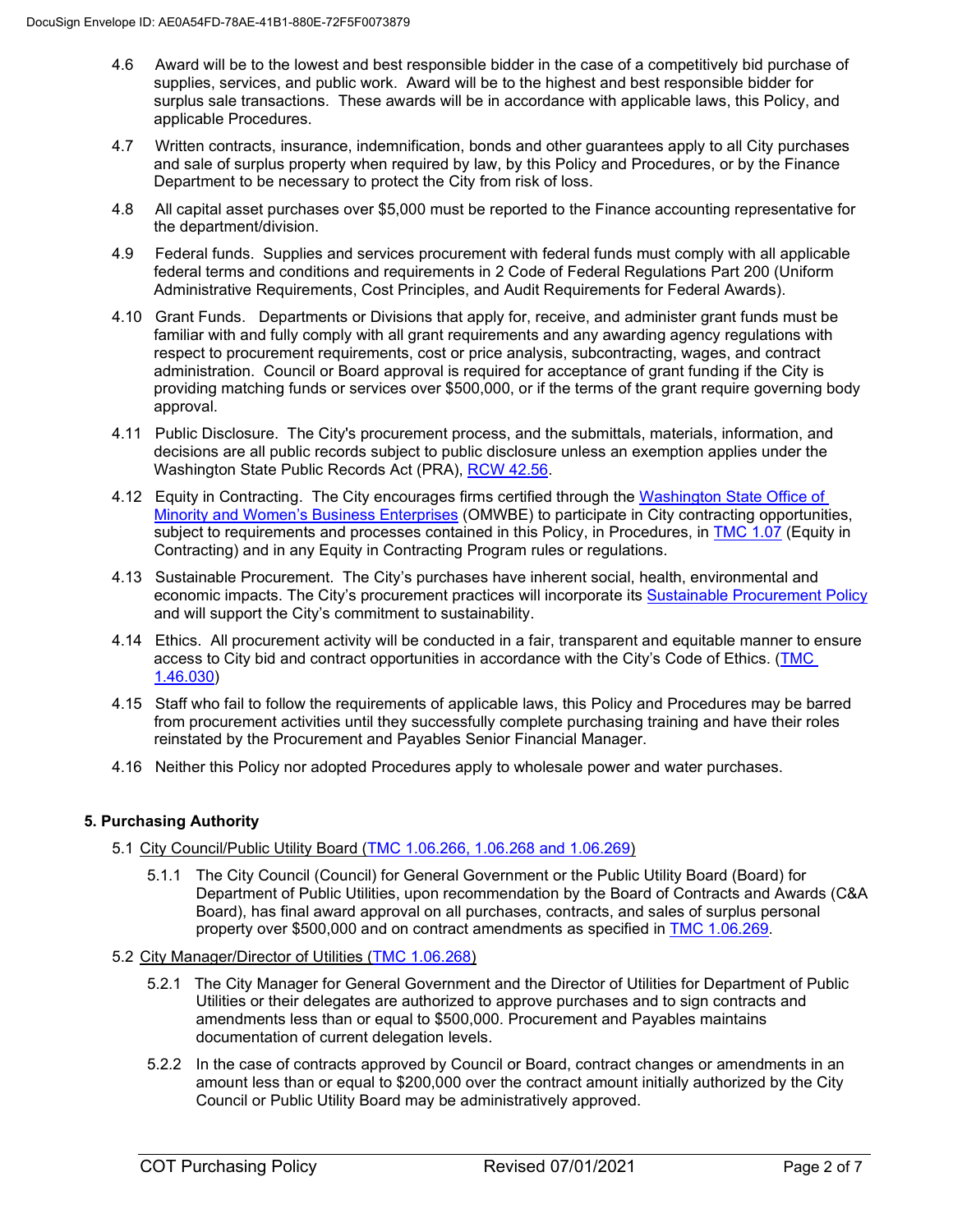4.6 Award will be to the lowest and best responsible bidder in the case of a competitively bid purchase of supplies, services, and public work. Award will be to the highest and best responsible bidder for surplus sale transactions. These awards will be in accordance with applicable laws, this Policy, and applicable Procedures.

4.7 Written contracts, insurance, indemnification, bonds and other guarantees apply to all City purchases and sale of surplus property when required by law, by this Policy and Procedures, or by the Finance Department to be necessary to protect the City from risk of loss.

4.8 All capital asset purchases over $5,000 must be reported to the Finance accounting representative for the department/division.

4.9 Federal funds. Supplies and services procurement with federal funds must comply with all applicable federal terms and conditions and requirements in 2 Code of Federal Regulations Part 200 (Uniform Administrative Requirements, Cost Principles, and Audit Requirements for Federal Awards).

4.10 Grant Funds. Departments or Divisions that apply for, receive, and administer grant funds must be familiar with and fully comply with all grant requirements and any awarding agency regulations with respect to procurement requirements, cost or price analysis, subcontracting, wages, and contract administration. Council or Board approval is required for acceptance of grant funding if the City is providing matching funds or services over $500,000, or if the terms of the grant require governing body approval.

4.11 Public Disclosure. The City's procurement process, and the submittals, materials, information, and decisions are all public records subject to public disclosure unless an exemption applies under the Washington State Public Records Act (PRA), RCW 42.56.

4.12 Equity in Contracting. The City encourages firms certified through the Washington State Office of Minority and Women's Business Enterprises (OMWBE) to participate in City contracting opportunities, subject to requirements and processes contained in this Policy, in Procedures, in TMC 1.07 (Equity in Contracting) and in any Equity in Contracting Program rules or regulations.

4.13 Sustainable Procurement. The City's purchases have inherent social, health, environmental and economic impacts. The City's procurement practices will incorporate its Sustainable Procurement Policy and will support the City's commitment to sustainability.

4.14 Ethics. All procurement activity will be conducted in a fair, transparent and equitable manner to ensure access to City bid and contract opportunities in accordance with the City's Code of Ethics. (TMC 1.46.030)

4.15 Staff who fail to follow the requirements of applicable laws, this Policy and Procedures may be barred from procurement activities until they successfully complete purchasing training and have their roles reinstated by the Procurement and Payables Senior Financial Manager.

4.16 Neither this Policy nor adopted Procedures apply to wholesale power and water purchases.

## 5. Purchasing Authority

5.1 City Council/Public Utility Board (TMC 1.06.266, 1.06.268 and 1.06.269)

5.1.1 The City Council (Council) for General Government or the Public Utility Board (Board) for Department of Public Utilities, upon recommendation by the Board of Contracts and Awards (C&A Board), has final award approval on all purchases, contracts, and sales of surplus personal property over $500,000 and on contract amendments as specified in TMC 1.06.269.

5.2 City Manager/Director of Utilities (TMC 1.06.268)

5.2.1 The City Manager for General Government and the Director of Utilities for Department of Public Utilities or their delegates are authorized to approve purchases and to sign contracts and amendments less than or equal to $500,000. Procurement and Payables maintains documentation of current delegation levels.

5.2.2 In the case of contracts approved by Council or Board, contract changes or amendments in an amount less than or equal to $200,000 over the contract amount initially authorized by the City Council or Public Utility Board may be administratively approved.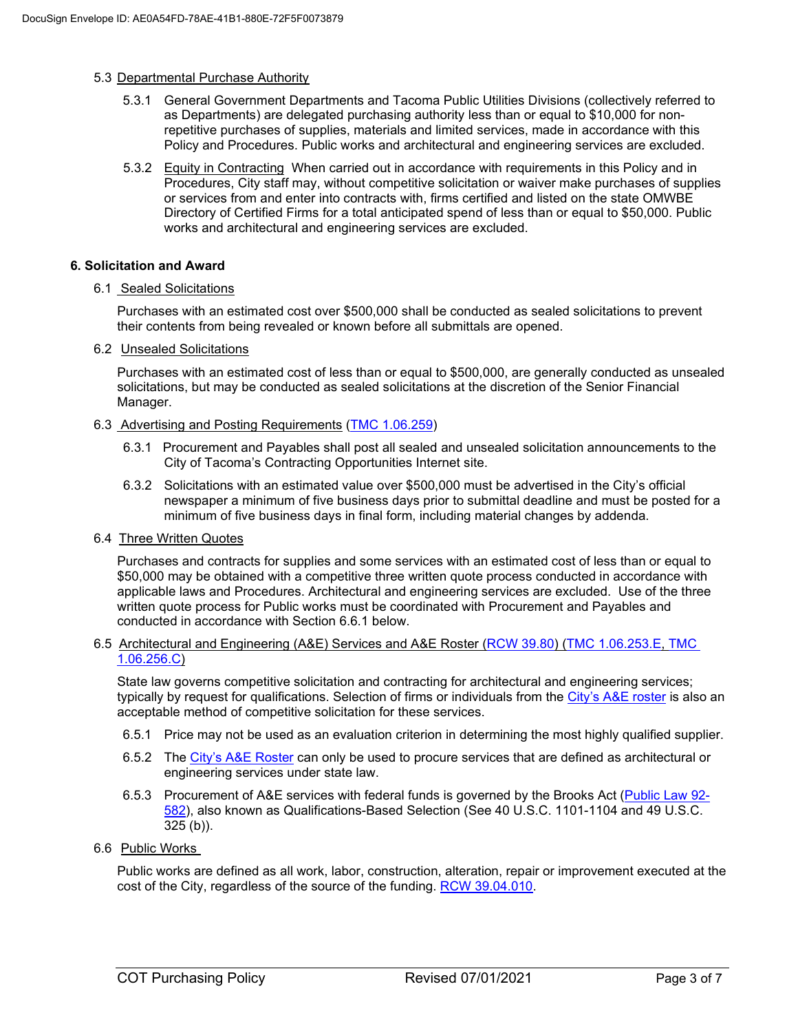5.3 Departmental Purchase Authority

5.3.1 General Government Departments and Tacoma Public Utilities Divisions (collectively referred to as Departments) are delegated purchasing authority less than or equal to $10,000 for non-repetitive purchases of supplies, materials and limited services, made in accordance with this Policy and Procedures. Public works and architectural and engineering services are excluded.

5.3.2 Equity in Contracting When carried out in accordance with requirements in this Policy and in Procedures, City staff may, without competitive solicitation or waiver make purchases of supplies or services from and enter into contracts with, firms certified and listed on the state OMWBE Directory of Certified Firms for a total anticipated spend of less than or equal to $50,000. Public works and architectural and engineering services are excluded.

## 6. Solicitation and Award

6.1 Sealed Solicitations

Purchases with an estimated cost over $500,000 shall be conducted as sealed solicitations to prevent their contents from being revealed or known before all submittals are opened.

6.2 Unsealed Solicitations

Purchases with an estimated cost of less than or equal to $500,000, are generally conducted as unsealed solicitations, but may be conducted as sealed solicitations at the discretion of the Senior Financial Manager.

6.3 Advertising and Posting Requirements (TMC 1.06.259)

6.3.1 Procurement and Payables shall post all sealed and unsealed solicitation announcements to the City of Tacoma's Contracting Opportunities Internet site.

6.3.2 Solicitations with an estimated value over $500,000 must be advertised in the City's official newspaper a minimum of five business days prior to submittal deadline and must be posted for a minimum of five business days in final form, including material changes by addenda.

6.4 Three Written Quotes

Purchases and contracts for supplies and some services with an estimated cost of less than or equal to $50,000 may be obtained with a competitive three written quote process conducted in accordance with applicable laws and Procedures. Architectural and engineering services are excluded. Use of the three written quote process for Public works must be coordinated with Procurement and Payables and conducted in accordance with Section 6.6.1 below.

6.5 Architectural and Engineering (A&E) Services and A&E Roster (RCW 39.80) (TMC 1.06.253.E, TMC 1.06.256.C)

State law governs competitive solicitation and contracting for architectural and engineering services; typically by request for qualifications. Selection of firms or individuals from the City's A&E roster is also an acceptable method of competitive solicitation for these services.

6.5.1 Price may not be used as an evaluation criterion in determining the most highly qualified supplier.

6.5.2 The City's A&E Roster can only be used to procure services that are defined as architectural or engineering services under state law.

6.5.3 Procurement of A&E services with federal funds is governed by the Brooks Act (Public Law 92-582), also known as Qualifications-Based Selection (See 40 U.S.C. 1101-1104 and 49 U.S.C. 325 (b)).

6.6 Public Works

Public works are defined as all work, labor, construction, alteration, repair or improvement executed at the cost of the City, regardless of the source of the funding. RCW 39.04.010.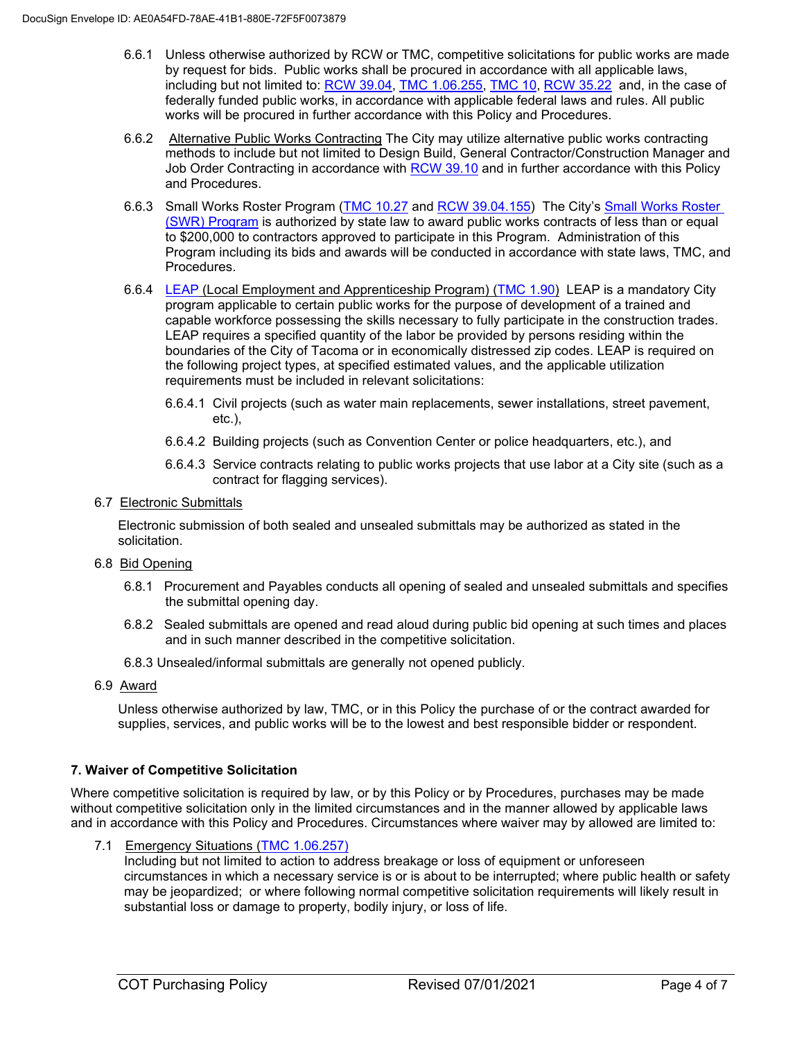6.6.1 Unless otherwise authorized by RCW or TMC, competitive solicitations for public works are made by request for bids. Public works shall be procured in accordance with all applicable laws, including but not limited to: RCW 39.04, TMC 1.06.255, TMC 10, RCW 35.22 and, in the case of federally funded public works, in accordance with applicable federal laws and rules. All public works will be procured in further accordance with this Policy and Procedures.

6.6.2 Alternative Public Works Contracting The City may utilize alternative public works contracting methods to include but not limited to Design Build, General Contractor/Construction Manager and Job Order Contracting in accordance with RCW 39.10 and in further accordance with this Policy and Procedures.

6.6.3 Small Works Roster Program (TMC 10.27 and RCW 39.04.155) The City's Small Works Roster (SWR) Program is authorized by state law to award public works contracts of less than or equal to $200,000 to contractors approved to participate in this Program. Administration of this Program including its bids and awards will be conducted in accordance with state laws, TMC, and Procedures.

6.6.4 LEAP (Local Employment and Apprenticeship Program) (TMC 1.90) LEAP is a mandatory City program applicable to certain public works for the purpose of development of a trained and capable workforce possessing the skills necessary to fully participate in the construction trades. LEAP requires a specified quantity of the labor be provided by persons residing within the boundaries of the City of Tacoma or in economically distressed zip codes. LEAP is required on the following project types, at specified estimated values, and the applicable utilization requirements must be included in relevant solicitations:

6.6.4.1 Civil projects (such as water main replacements, sewer installations, street pavement, etc.),

6.6.4.2 Building projects (such as Convention Center or police headquarters, etc.), and

6.6.4.3 Service contracts relating to public works projects that use labor at a City site (such as a contract for flagging services).

6.7 Electronic Submittals

Electronic submission of both sealed and unsealed submittals may be authorized as stated in the solicitation.

6.8 Bid Opening

6.8.1 Procurement and Payables conducts all opening of sealed and unsealed submittals and specifies the submittal opening day.

6.8.2 Sealed submittals are opened and read aloud during public bid opening at such times and places and in such manner described in the competitive solicitation.

6.8.3 Unsealed/informal submittals are generally not opened publicly.

6.9 Award

Unless otherwise authorized by law, TMC, or in this Policy the purchase of or the contract awarded for supplies, services, and public works will be to the lowest and best responsible bidder or respondent.

## 7. Waiver of Competitive Solicitation

Where competitive solicitation is required by law, or by this Policy or by Procedures, purchases may be made without competitive solicitation only in the limited circumstances and in the manner allowed by applicable laws and in accordance with this Policy and Procedures. Circumstances where waiver may by allowed are limited to:

7.1 Emergency Situations (TMC 1.06.257)
Including but not limited to action to address breakage or loss of equipment or unforeseen circumstances in which a necessary service is or is about to be interrupted; where public health or safety may be jeopardized; or where following normal competitive solicitation requirements will likely result in substantial loss or damage to property, bodily injury, or loss of life.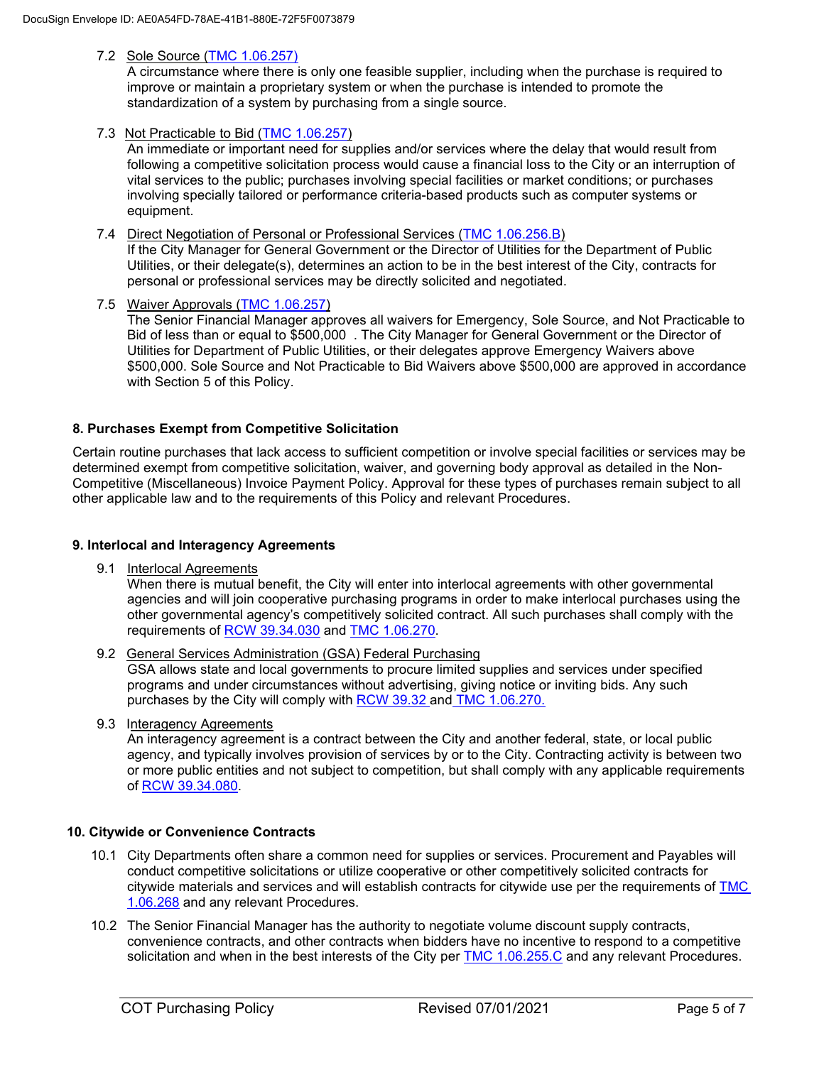7.2 Sole Source (TMC 1.06.257)

A circumstance where there is only one feasible supplier, including when the purchase is required to improve or maintain a proprietary system or when the purchase is intended to promote the standardization of a system by purchasing from a single source.

7.3 Not Practicable to Bid (TMC 1.06.257)

An immediate or important need for supplies and/or services where the delay that would result from following a competitive solicitation process would cause a financial loss to the City or an interruption of vital services to the public; purchases involving special facilities or market conditions; or purchases involving specially tailored or performance criteria-based products such as computer systems or equipment.

7.4 Direct Negotiation of Personal or Professional Services (TMC 1.06.256.B)

If the City Manager for General Government or the Director of Utilities for the Department of Public Utilities, or their delegate(s), determines an action to be in the best interest of the City, contracts for personal or professional services may be directly solicited and negotiated.

7.5 Waiver Approvals (TMC 1.06.257)

The Senior Financial Manager approves all waivers for Emergency, Sole Source, and Not Practicable to Bid of less than or equal to $500,000 . The City Manager for General Government or the Director of Utilities for Department of Public Utilities, or their delegates approve Emergency Waivers above $500,000. Sole Source and Not Practicable to Bid Waivers above $500,000 are approved in accordance with Section 5 of this Policy.

## 8. Purchases Exempt from Competitive Solicitation

Certain routine purchases that lack access to sufficient competition or involve special facilities or services may be determined exempt from competitive solicitation, waiver, and governing body approval as detailed in the Non-Competitive (Miscellaneous) Invoice Payment Policy. Approval for these types of purchases remain subject to all other applicable law and to the requirements of this Policy and relevant Procedures.

## 9. Interlocal and Interagency Agreements

9.1 Interlocal Agreements

When there is mutual benefit, the City will enter into interlocal agreements with other governmental agencies and will join cooperative purchasing programs in order to make interlocal purchases using the other governmental agency's competitively solicited contract. All such purchases shall comply with the requirements of RCW 39.34.030 and TMC 1.06.270.

9.2 General Services Administration (GSA) Federal Purchasing

GSA allows state and local governments to procure limited supplies and services under specified programs and under circumstances without advertising, giving notice or inviting bids. Any such purchases by the City will comply with RCW 39.32 and TMC 1.06.270.

9.3 Interagency Agreements

An interagency agreement is a contract between the City and another federal, state, or local public agency, and typically involves provision of services by or to the City. Contracting activity is between two or more public entities and not subject to competition, but shall comply with any applicable requirements of RCW 39.34.080.

## 10. Citywide or Convenience Contracts

10.1 City Departments often share a common need for supplies or services. Procurement and Payables will conduct competitive solicitations or utilize cooperative or other competitively solicited contracts for citywide materials and services and will establish contracts for citywide use per the requirements of TMC 1.06.268 and any relevant Procedures.

10.2 The Senior Financial Manager has the authority to negotiate volume discount supply contracts, convenience contracts, and other contracts when bidders have no incentive to respond to a competitive solicitation and when in the best interests of the City per TMC 1.06.255.C and any relevant Procedures.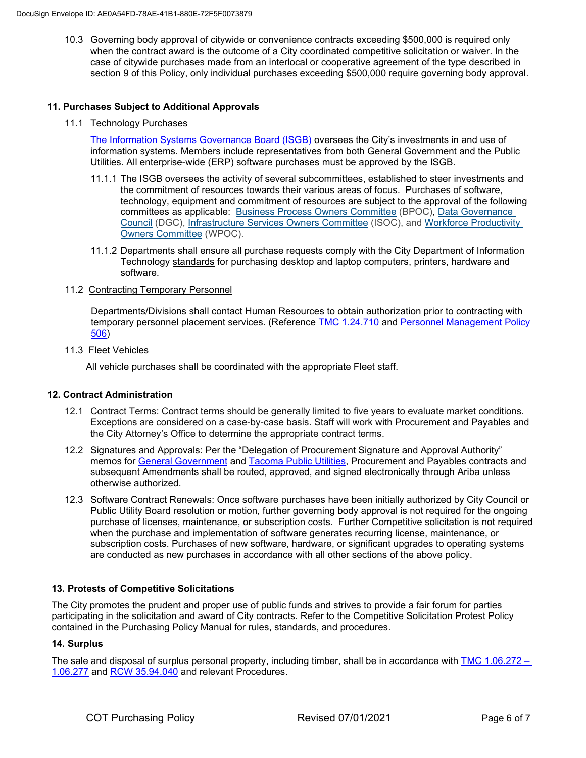10.3 Governing body approval of citywide or convenience contracts exceeding $500,000 is required only when the contract award is the outcome of a City coordinated competitive solicitation or waiver. In the case of citywide purchases made from an interlocal or cooperative agreement of the type described in section 9 of this Policy, only individual purchases exceeding $500,000 require governing body approval.

### 11. Purchases Subject to Additional Approvals

11.1 Technology Purchases

The Information Systems Governance Board (ISGB) oversees the City's investments in and use of information systems. Members include representatives from both General Government and the Public Utilities. All enterprise-wide (ERP) software purchases must be approved by the ISGB.

11.1.1 The ISGB oversees the activity of several subcommittees, established to steer investments and the commitment of resources towards their various areas of focus. Purchases of software, technology, equipment and commitment of resources are subject to the approval of the following committees as applicable: Business Process Owners Committee (BPOC), Data Governance Council (DGC), Infrastructure Services Owners Committee (ISOC), and Workforce Productivity Owners Committee (WPOC).

11.1.2 Departments shall ensure all purchase requests comply with the City Department of Information Technology standards for purchasing desktop and laptop computers, printers, hardware and software.

11.2 Contracting Temporary Personnel

Departments/Divisions shall contact Human Resources to obtain authorization prior to contracting with temporary personnel placement services. (Reference TMC 1.24.710 and Personnel Management Policy 506)

11.3 Fleet Vehicles

All vehicle purchases shall be coordinated with the appropriate Fleet staff.

### 12. Contract Administration

12.1 Contract Terms: Contract terms should be generally limited to five years to evaluate market conditions. Exceptions are considered on a case-by-case basis. Staff will work with Procurement and Payables and the City Attorney's Office to determine the appropriate contract terms.

12.2 Signatures and Approvals: Per the "Delegation of Procurement Signature and Approval Authority" memos for General Government and Tacoma Public Utilities, Procurement and Payables contracts and subsequent Amendments shall be routed, approved, and signed electronically through Ariba unless otherwise authorized.

12.3 Software Contract Renewals: Once software purchases have been initially authorized by City Council or Public Utility Board resolution or motion, further governing body approval is not required for the ongoing purchase of licenses, maintenance, or subscription costs. Further Competitive solicitation is not required when the purchase and implementation of software generates recurring license, maintenance, or subscription costs. Purchases of new software, hardware, or significant upgrades to operating systems are conducted as new purchases in accordance with all other sections of the above policy.

### 13. Protests of Competitive Solicitations

The City promotes the prudent and proper use of public funds and strives to provide a fair forum for parties participating in the solicitation and award of City contracts. Refer to the Competitive Solicitation Protest Policy contained in the Purchasing Policy Manual for rules, standards, and procedures.

### 14. Surplus

The sale and disposal of surplus personal property, including timber, shall be in accordance with TMC 1.06.272 – 1.06.277 and RCW 35.94.040 and relevant Procedures.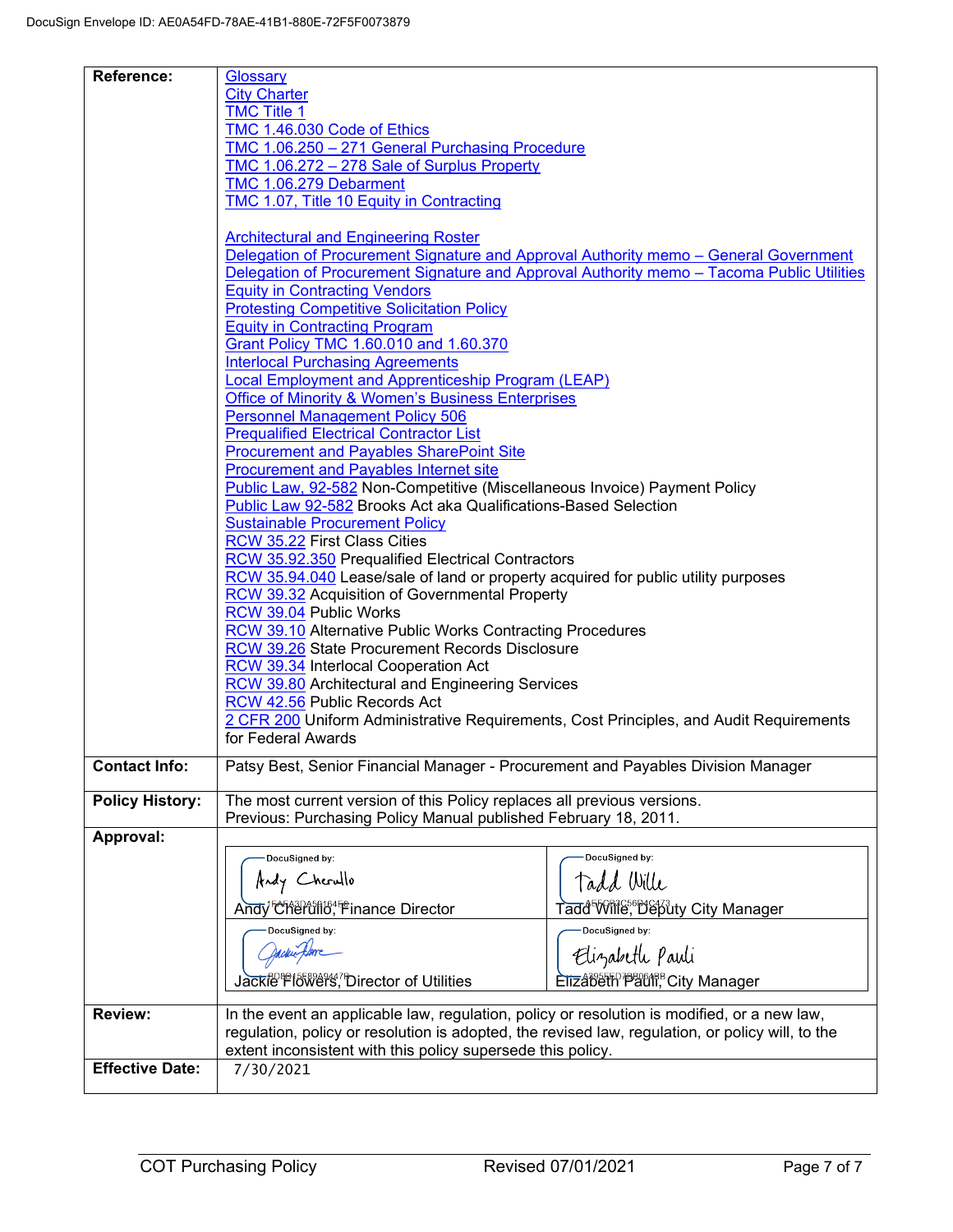DocuSign Envelope ID: AE0A54FD-78AE-41B1-880E-72F5F0073879

| | |
|---|---|
| **Reference:** | Glossary<br>City Charter<br>TMC Title 1<br>TMC 1.46.030 Code of Ethics<br>TMC 1.06.250 – 271 General Purchasing Procedure<br>TMC 1.06.272 – 278 Sale of Surplus Property<br>TMC 1.06.279 Debarment<br>TMC 1.07, Title 10 Equity in Contracting<br><br>Architectural and Engineering Roster<br>Delegation of Procurement Signature and Approval Authority memo – General Government<br>Delegation of Procurement Signature and Approval Authority memo – Tacoma Public Utilities<br>Equity in Contracting Vendors<br>Protesting Competitive Solicitation Policy<br>Equity in Contracting Program<br>Grant Policy TMC 1.60.010 and 1.60.370<br>Interlocal Purchasing Agreements<br>Local Employment and Apprenticeship Program (LEAP)<br>Office of Minority & Women's Business Enterprises<br>Personnel Management Policy 506<br>Prequalified Electrical Contractor List<br>Procurement and Payables SharePoint Site<br>Procurement and Payables Internet site<br>Public Law, 92-582 Non-Competitive (Miscellaneous Invoice) Payment Policy<br>Public Law 92-582 Brooks Act aka Qualifications-Based Selection<br>Sustainable Procurement Policy<br>RCW 35.22 First Class Cities<br>RCW 35.92.350 Prequalified Electrical Contractors<br>RCW 35.94.040 Lease/sale of land or property acquired for public utility purposes<br>RCW 39.32 Acquisition of Governmental Property<br>RCW 39.04 Public Works<br>RCW 39.10 Alternative Public Works Contracting Procedures<br>RCW 39.26 State Procurement Records Disclosure<br>RCW 39.34 Interlocal Cooperation Act<br>RCW 39.80 Architectural and Engineering Services<br>RCW 42.56 Public Records Act<br>2 CFR 200 Uniform Administrative Requirements, Cost Principles, and Audit Requirements for Federal Awards |
| **Contact Info:** | Patsy Best, Senior Financial Manager - Procurement and Payables Division Manager |
| **Policy History:** | The most current version of this Policy replaces all previous versions.<br>Previous: Purchasing Policy Manual published February 18, 2011. |
| **Approval:** | DocuSigned by: Andy Cherullo<br>15A5A3DA5B164E8...<br>Andy Cherullo, Finance Director<br><br>DocuSigned by: Tadd Wille<br>A55CB2C56D4C473...<br>Tadd Wille, Deputy City Manager<br><br>DocuSigned by: Jackie Flowers<br>BD8915F89A9447B...<br>Jackie Flowers, Director of Utilities<br><br>DocuSigned by: Elizabeth Pauli<br>A7955FD7BB0648B...<br>Elizabeth Pauli, City Manager |
| **Review:** | In the event an applicable law, regulation, policy or resolution is modified, or a new law, regulation, policy or resolution is adopted, the revised law, regulation, or policy will, to the extent inconsistent with this policy supersede this policy. |
| **Effective Date:** | 7/30/2021 |